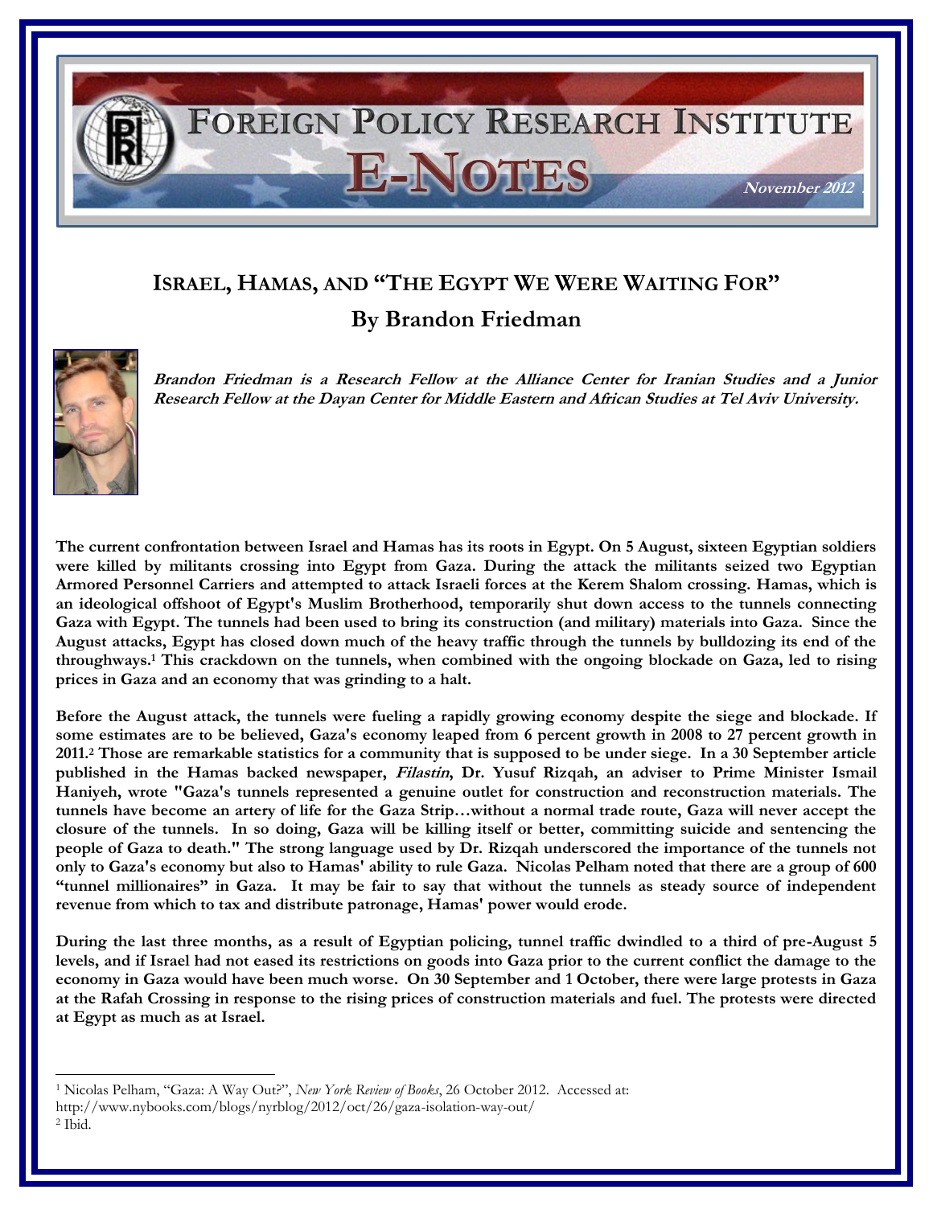# FOREIGN POLICY RESEARCH INSTITUTE

## E-NOTES

November 2012

## ISRAEL, HAMAS, AND "THE EGYPT WE WERE WAITING FOR"

## By Brandon Friedman

***Brandon Friedman is a Research Fellow at the Alliance Center for Iranian Studies and a Junior Research Fellow at the Dayan Center for Middle Eastern and African Studies at Tel Aviv University.***

**The current confrontation between Israel and Hamas has its roots in Egypt. On 5 August, sixteen Egyptian soldiers were killed by militants crossing into Egypt from Gaza. During the attack the militants seized two Egyptian Armored Personnel Carriers and attempted to attack Israeli forces at the Kerem Shalom crossing. Hamas, which is an ideological offshoot of Egypt's Muslim Brotherhood, temporarily shut down access to the tunnels connecting Gaza with Egypt. The tunnels had been used to bring its construction (and military) materials into Gaza. Since the August attacks, Egypt has closed down much of the heavy traffic through the tunnels by bulldozing its end of the throughways.[1] This crackdown on the tunnels, when combined with the ongoing blockade on Gaza, led to rising prices in Gaza and an economy that was grinding to a halt.**

**Before the August attack, the tunnels were fueling a rapidly growing economy despite the siege and blockade. If some estimates are to be believed, Gaza's economy leaped from 6 percent growth in 2008 to 27 percent growth in 2011.[2] Those are remarkable statistics for a community that is supposed to be under siege. In a 30 September article published in the Hamas backed newspaper, *Filastin*, Dr. Yusuf Rizqah, an adviser to Prime Minister Ismail Haniyeh, wrote "Gaza's tunnels represented a genuine outlet for construction and reconstruction materials. The tunnels have become an artery of life for the Gaza Strip…without a normal trade route, Gaza will never accept the closure of the tunnels. In so doing, Gaza will be killing itself or better, committing suicide and sentencing the people of Gaza to death." The strong language used by Dr. Rizqah underscored the importance of the tunnels not only to Gaza's economy but also to Hamas' ability to rule Gaza. Nicolas Pelham noted that there are a group of 600 "tunnel millionaires" in Gaza. It may be fair to say that without the tunnels as steady source of independent revenue from which to tax and distribute patronage, Hamas' power would erode.**

**During the last three months, as a result of Egyptian policing, tunnel traffic dwindled to a third of pre-August 5 levels, and if Israel had not eased its restrictions on goods into Gaza prior to the current conflict the damage to the economy in Gaza would have been much worse. On 30 September and 1 October, there were large protests in Gaza at the Rafah Crossing in response to the rising prices of construction materials and fuel. The protests were directed at Egypt as much as at Israel.**

---

[1] Nicolas Pelham, "Gaza: A Way Out?", *New York Review of Books*, 26 October 2012. Accessed at: http://www.nybooks.com/blogs/nyrblog/2012/oct/26/gaza-isolation-way-out/

[2] Ibid.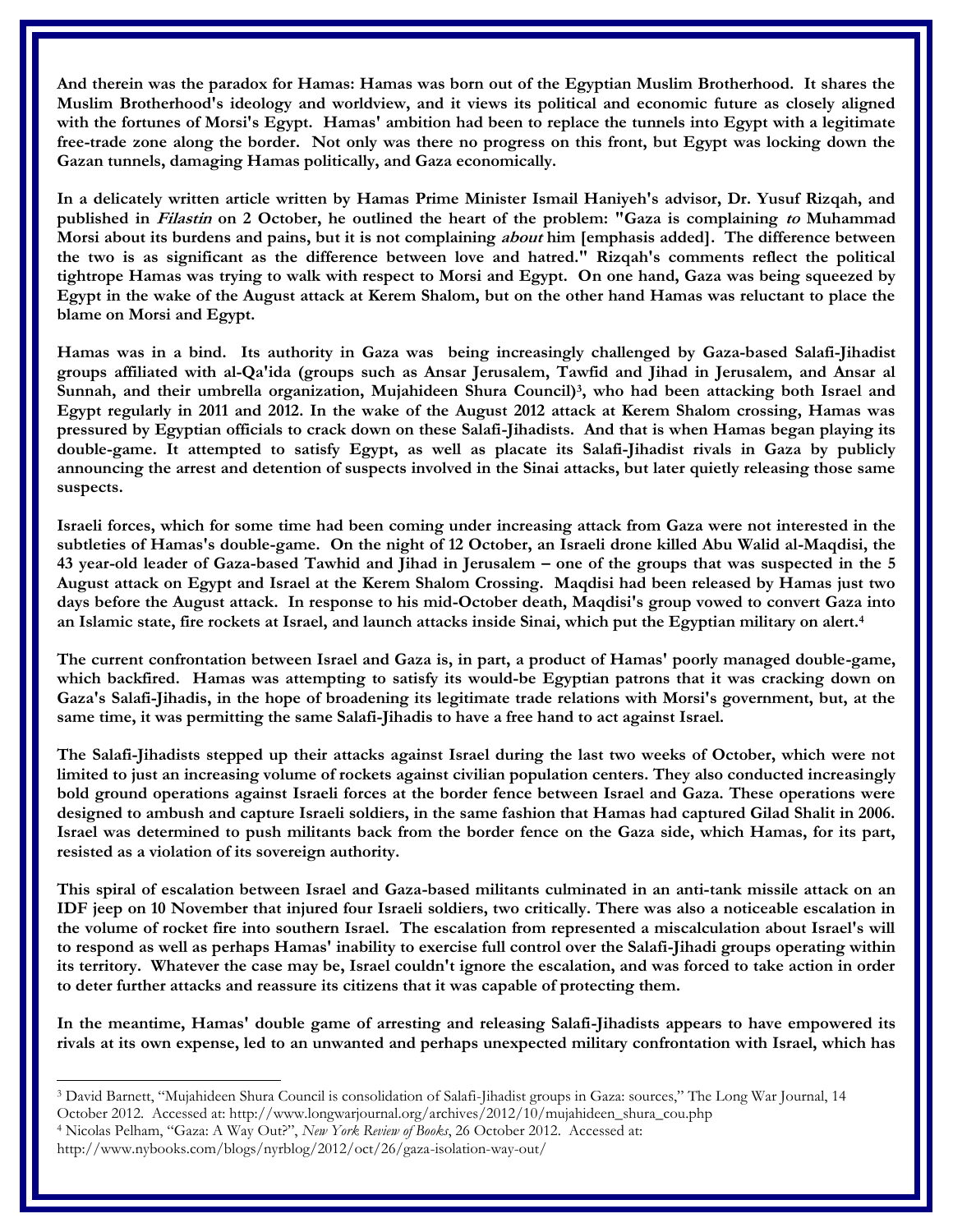**And therein was the paradox for Hamas: Hamas was born out of the Egyptian Muslim Brotherhood. It shares the Muslim Brotherhood's ideology and worldview, and it views its political and economic future as closely aligned with the fortunes of Morsi's Egypt. Hamas' ambition had been to replace the tunnels into Egypt with a legitimate free-trade zone along the border. Not only was there no progress on this front, but Egypt was locking down the Gazan tunnels, damaging Hamas politically, and Gaza economically.**

**In a delicately written article written by Hamas Prime Minister Ismail Haniyeh's advisor, Dr. Yusuf Rizqah, and published in *Filastin* on 2 October, he outlined the heart of the problem: "Gaza is complaining *to* Muhammad Morsi about its burdens and pains, but it is not complaining *about* him [emphasis added]. The difference between the two is as significant as the difference between love and hatred." Rizqah's comments reflect the political tightrope Hamas was trying to walk with respect to Morsi and Egypt. On one hand, Gaza was being squeezed by Egypt in the wake of the August attack at Kerem Shalom, but on the other hand Hamas was reluctant to place the blame on Morsi and Egypt.**

**Hamas was in a bind. Its authority in Gaza was being increasingly challenged by Gaza-based Salafi-Jihadist groups affiliated with al-Qa'ida (groups such as Ansar Jerusalem, Tawfid and Jihad in Jerusalem, and Ansar al Sunnah, and their umbrella organization, Mujahideen Shura Council)[3], who had been attacking both Israel and Egypt regularly in 2011 and 2012. In the wake of the August 2012 attack at Kerem Shalom crossing, Hamas was pressured by Egyptian officials to crack down on these Salafi-Jihadists. And that is when Hamas began playing its double-game. It attempted to satisfy Egypt, as well as placate its Salafi-Jihadist rivals in Gaza by publicly announcing the arrest and detention of suspects involved in the Sinai attacks, but later quietly releasing those same suspects.**

**Israeli forces, which for some time had been coming under increasing attack from Gaza were not interested in the subtleties of Hamas's double-game. On the night of 12 October, an Israeli drone killed Abu Walid al-Maqdisi, the 43 year-old leader of Gaza-based Tawhid and Jihad in Jerusalem – one of the groups that was suspected in the 5 August attack on Egypt and Israel at the Kerem Shalom Crossing. Maqdisi had been released by Hamas just two days before the August attack. In response to his mid-October death, Maqdisi's group vowed to convert Gaza into an Islamic state, fire rockets at Israel, and launch attacks inside Sinai, which put the Egyptian military on alert.[4]**

**The current confrontation between Israel and Gaza is, in part, a product of Hamas' poorly managed double-game, which backfired. Hamas was attempting to satisfy its would-be Egyptian patrons that it was cracking down on Gaza's Salafi-Jihadis, in the hope of broadening its legitimate trade relations with Morsi's government, but, at the same time, it was permitting the same Salafi-Jihadis to have a free hand to act against Israel.**

**The Salafi-Jihadists stepped up their attacks against Israel during the last two weeks of October, which were not limited to just an increasing volume of rockets against civilian population centers. They also conducted increasingly bold ground operations against Israeli forces at the border fence between Israel and Gaza. These operations were designed to ambush and capture Israeli soldiers, in the same fashion that Hamas had captured Gilad Shalit in 2006. Israel was determined to push militants back from the border fence on the Gaza side, which Hamas, for its part, resisted as a violation of its sovereign authority.**

**This spiral of escalation between Israel and Gaza-based militants culminated in an anti-tank missile attack on an IDF jeep on 10 November that injured four Israeli soldiers, two critically. There was also a noticeable escalation in the volume of rocket fire into southern Israel. The escalation from represented a miscalculation about Israel's will to respond as well as perhaps Hamas' inability to exercise full control over the Salafi-Jihadi groups operating within its territory. Whatever the case may be, Israel couldn't ignore the escalation, and was forced to take action in order to deter further attacks and reassure its citizens that it was capable of protecting them.**

**In the meantime, Hamas' double game of arresting and releasing Salafi-Jihadists appears to have empowered its rivals at its own expense, led to an unwanted and perhaps unexpected military confrontation with Israel, which has**

---

[3] David Barnett, "Mujahideen Shura Council is consolidation of Salafi-Jihadist groups in Gaza: sources," The Long War Journal, 14 October 2012. Accessed at: http://www.longwarjournal.org/archives/2012/10/mujahideen_shura_cou.php

[4] Nicolas Pelham, "Gaza: A Way Out?", *New York Review of Books*, 26 October 2012. Accessed at: http://www.nybooks.com/blogs/nyrblog/2012/oct/26/gaza-isolation-way-out/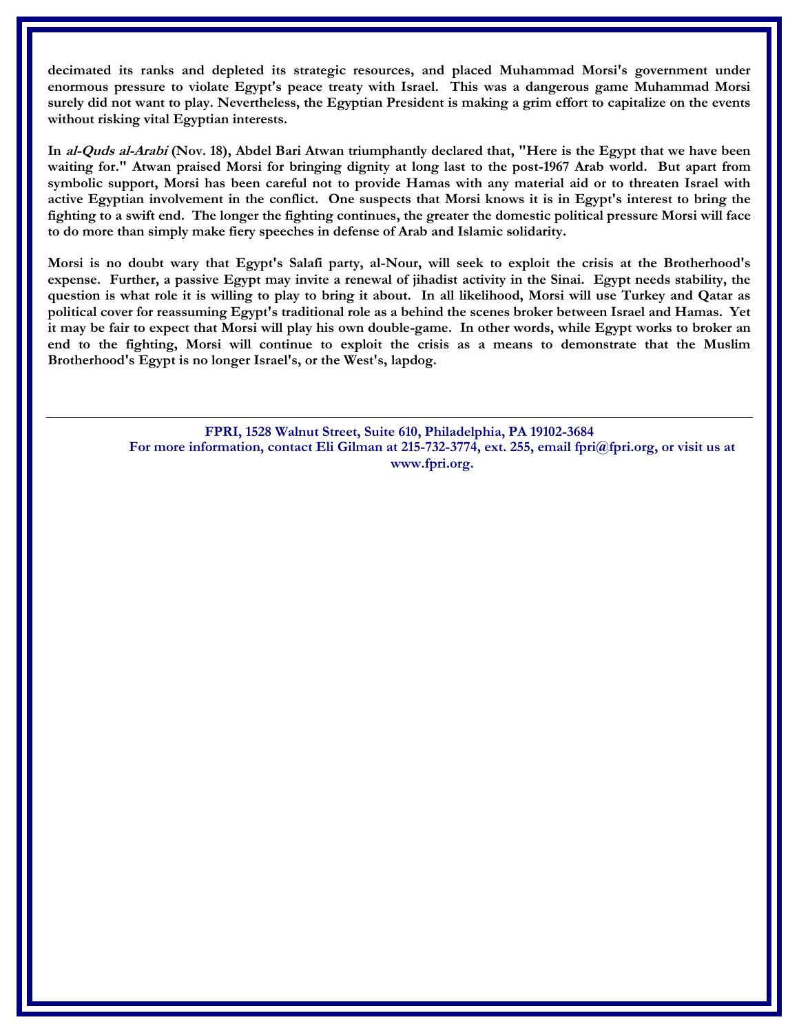**decimated its ranks and depleted its strategic resources, and placed Muhammad Morsi's government under enormous pressure to violate Egypt's peace treaty with Israel. This was a dangerous game Muhammad Morsi surely did not want to play. Nevertheless, the Egyptian President is making a grim effort to capitalize on the events without risking vital Egyptian interests.**

**In *al-Quds al-Arabi* (Nov. 18), Abdel Bari Atwan triumphantly declared that, "Here is the Egypt that we have been waiting for." Atwan praised Morsi for bringing dignity at long last to the post-1967 Arab world. But apart from symbolic support, Morsi has been careful not to provide Hamas with any material aid or to threaten Israel with active Egyptian involvement in the conflict. One suspects that Morsi knows it is in Egypt's interest to bring the fighting to a swift end. The longer the fighting continues, the greater the domestic political pressure Morsi will face to do more than simply make fiery speeches in defense of Arab and Islamic solidarity.**

**Morsi is no doubt wary that Egypt's Salafi party, al-Nour, will seek to exploit the crisis at the Brotherhood's expense. Further, a passive Egypt may invite a renewal of jihadist activity in the Sinai. Egypt needs stability, the question is what role it is willing to play to bring it about. In all likelihood, Morsi will use Turkey and Qatar as political cover for reassuming Egypt's traditional role as a behind the scenes broker between Israel and Hamas. Yet it may be fair to expect that Morsi will play his own double-game. In other words, while Egypt works to broker an end to the fighting, Morsi will continue to exploit the crisis as a means to demonstrate that the Muslim Brotherhood's Egypt is no longer Israel's, or the West's, lapdog.**

---

**FPRI, 1528 Walnut Street, Suite 610, Philadelphia, PA 19102-3684**
**For more information, contact Eli Gilman at 215-732-3774, ext. 255, email fpri@fpri.org, or visit us at www.fpri.org.**